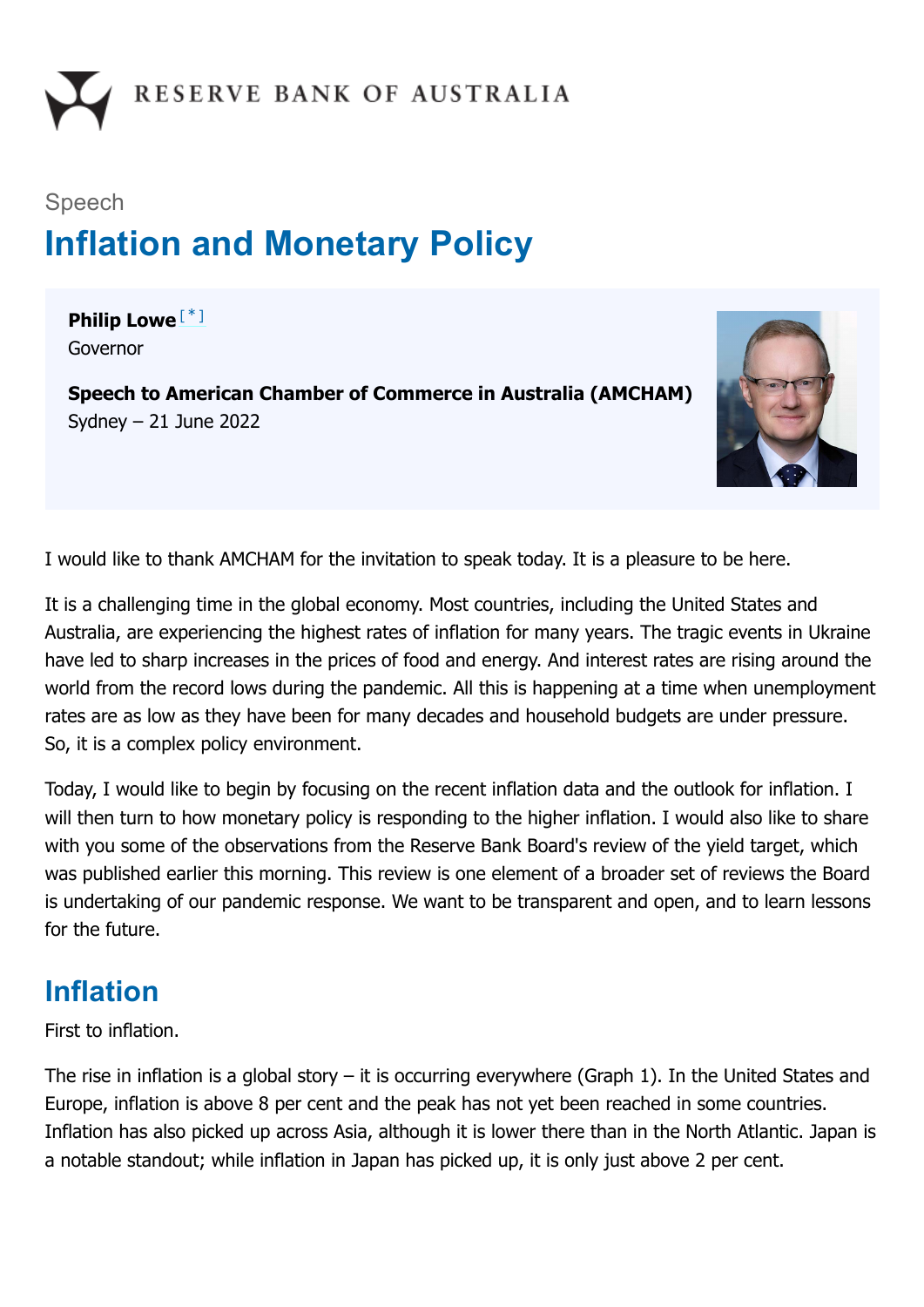RESERVE BANK OF AUSTRALIA

Speech

# Inflation and Monetary Policy

**Philip Lowe** [*]
Governor

**Speech to American Chamber of Commerce in Australia (AMCHAM)**
Sydney – 21 June 2022

I would like to thank AMCHAM for the invitation to speak today. It is a pleasure to be here.

It is a challenging time in the global economy. Most countries, including the United States and Australia, are experiencing the highest rates of inflation for many years. The tragic events in Ukraine have led to sharp increases in the prices of food and energy. And interest rates are rising around the world from the record lows during the pandemic. All this is happening at a time when unemployment rates are as low as they have been for many decades and household budgets are under pressure. So, it is a complex policy environment.

Today, I would like to begin by focusing on the recent inflation data and the outlook for inflation. I will then turn to how monetary policy is responding to the higher inflation. I would also like to share with you some of the observations from the Reserve Bank Board's review of the yield target, which was published earlier this morning. This review is one element of a broader set of reviews the Board is undertaking of our pandemic response. We want to be transparent and open, and to learn lessons for the future.

## Inflation

First to inflation.

The rise in inflation is a global story – it is occurring everywhere (Graph 1). In the United States and Europe, inflation is above 8 per cent and the peak has not yet been reached in some countries. Inflation has also picked up across Asia, although it is lower there than in the North Atlantic. Japan is a notable standout; while inflation in Japan has picked up, it is only just above 2 per cent.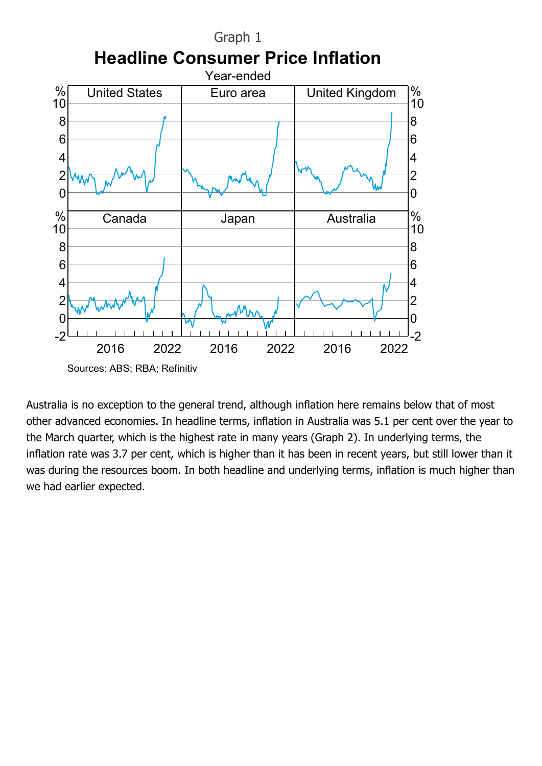Graph 1

**Headline Consumer Price Inflation**

Year-ended

Sources: ABS; RBA; Refinitiv

Australia is no exception to the general trend, although inflation here remains below that of most other advanced economies. In headline terms, inflation in Australia was 5.1 per cent over the year to the March quarter, which is the highest rate in many years (Graph 2). In underlying terms, the inflation rate was 3.7 per cent, which is higher than it has been in recent years, but still lower than it was during the resources boom. In both headline and underlying terms, inflation is much higher than we had earlier expected.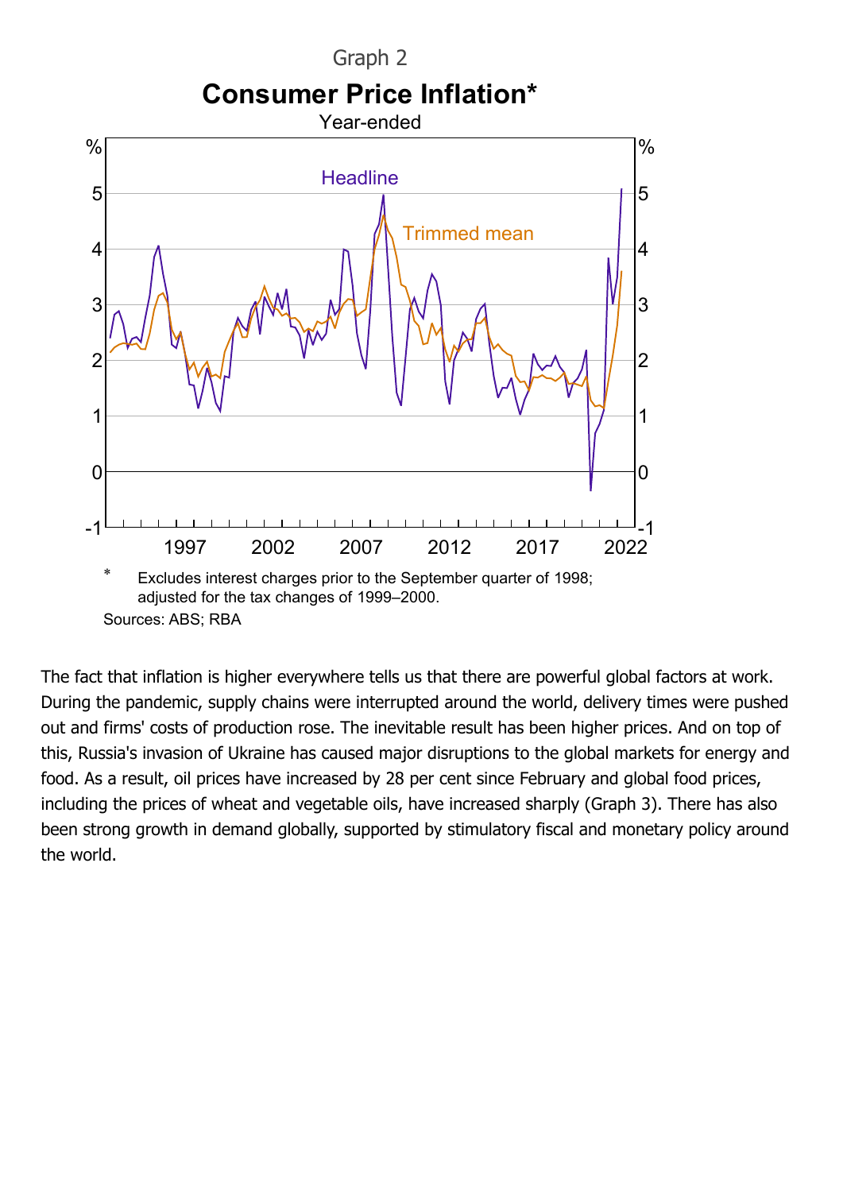Graph 2

**Consumer Price Inflation***

Year-ended

\* Excludes interest charges prior to the September quarter of 1998; adjusted for the tax changes of 1999–2000.

Sources: ABS; RBA

The fact that inflation is higher everywhere tells us that there are powerful global factors at work. During the pandemic, supply chains were interrupted around the world, delivery times were pushed out and firms' costs of production rose. The inevitable result has been higher prices. And on top of this, Russia's invasion of Ukraine has caused major disruptions to the global markets for energy and food. As a result, oil prices have increased by 28 per cent since February and global food prices, including the prices of wheat and vegetable oils, have increased sharply (Graph 3). There has also been strong growth in demand globally, supported by stimulatory fiscal and monetary policy around the world.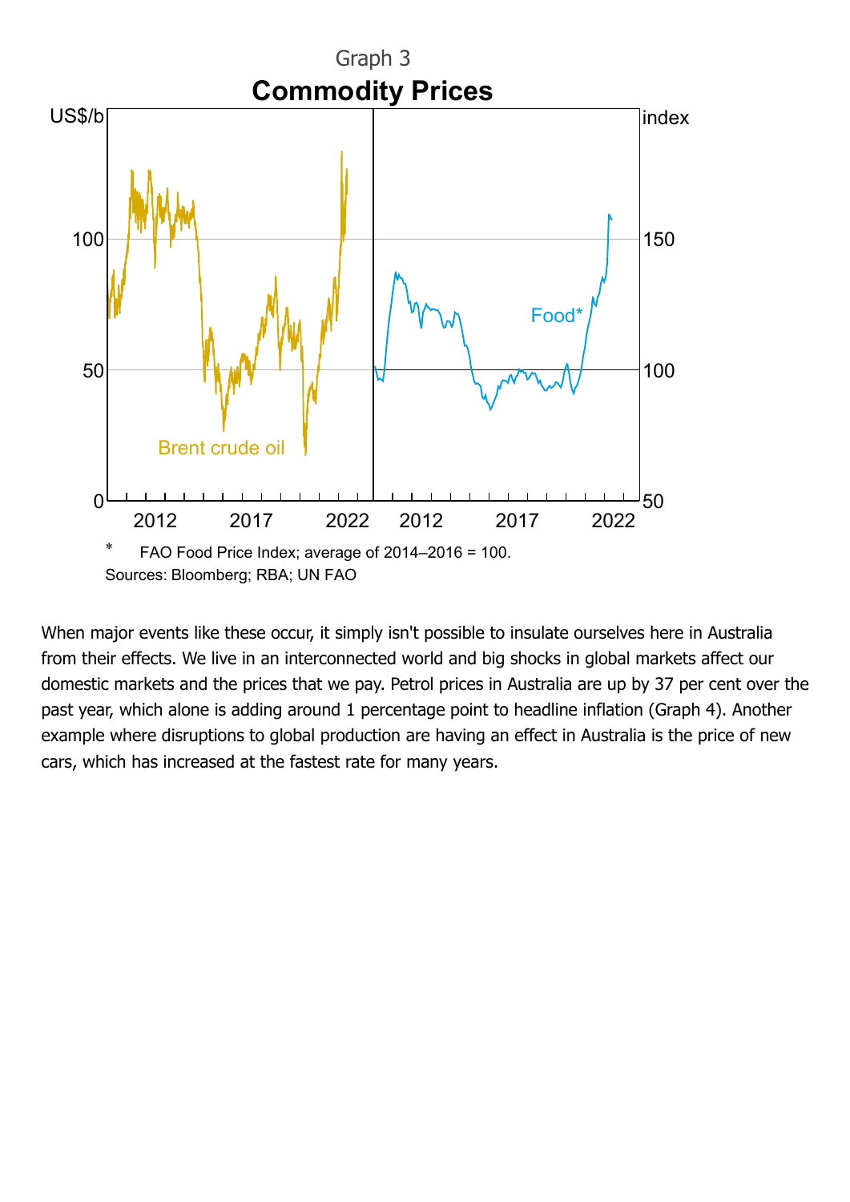Graph 3

**Commodity Prices**

US$/b

index

100

150

50

100

0

50

2012

2017

2022

2012

2017

2022

Brent crude oil

Food*

\* FAO Food Price Index; average of 2014–2016 = 100.

Sources: Bloomberg; RBA; UN FAO

When major events like these occur, it simply isn't possible to insulate ourselves here in Australia from their effects. We live in an interconnected world and big shocks in global markets affect our domestic markets and the prices that we pay. Petrol prices in Australia are up by 37 per cent over the past year, which alone is adding around 1 percentage point to headline inflation (Graph 4). Another example where disruptions to global production are having an effect in Australia is the price of new cars, which has increased at the fastest rate for many years.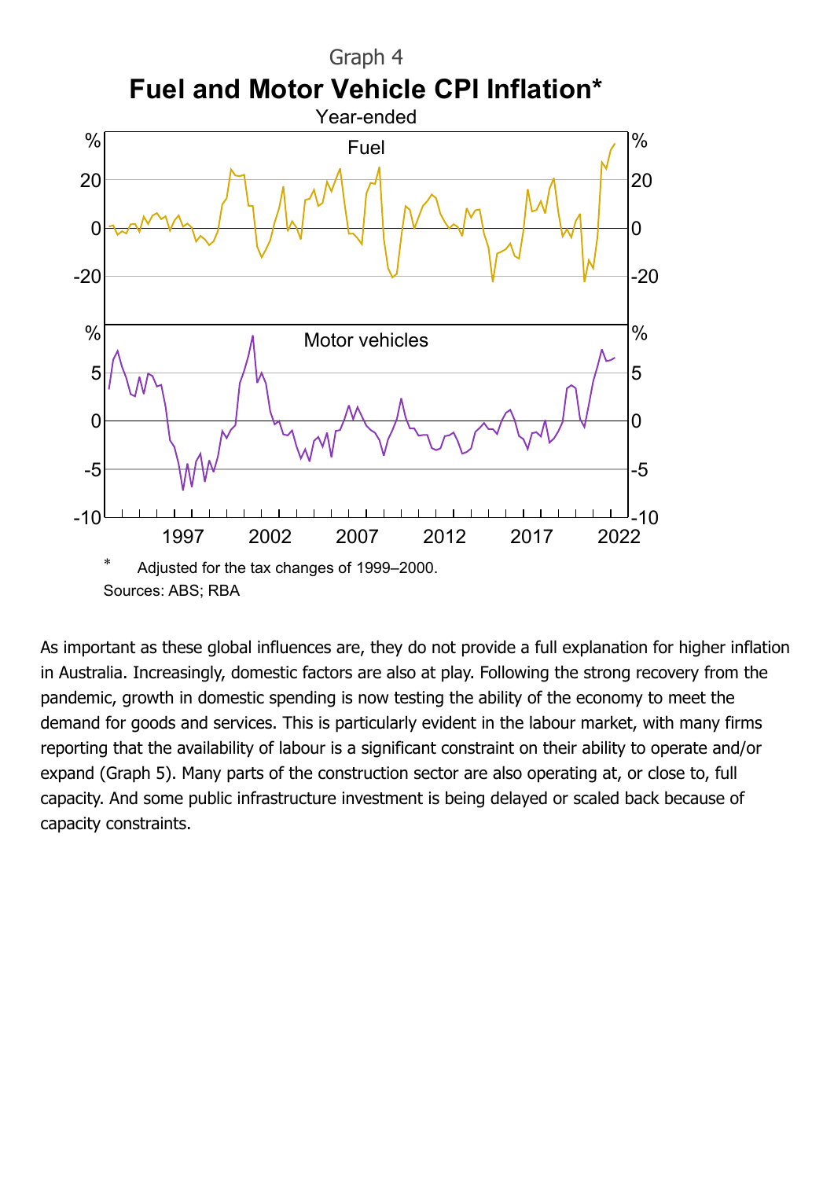Graph 4

**Fuel and Motor Vehicle CPI Inflation***

Year-ended

Fuel

%
20
0
-20

Motor vehicles

%
5
0
-5
-10

1997
2002
2007
2012
2017
2022

* Adjusted for the tax changes of 1999–2000.

Sources: ABS; RBA

As important as these global influences are, they do not provide a full explanation for higher inflation in Australia. Increasingly, domestic factors are also at play. Following the strong recovery from the pandemic, growth in domestic spending is now testing the ability of the economy to meet the demand for goods and services. This is particularly evident in the labour market, with many firms reporting that the availability of labour is a significant constraint on their ability to operate and/or expand (Graph 5). Many parts of the construction sector are also operating at, or close to, full capacity. And some public infrastructure investment is being delayed or scaled back because of capacity constraints.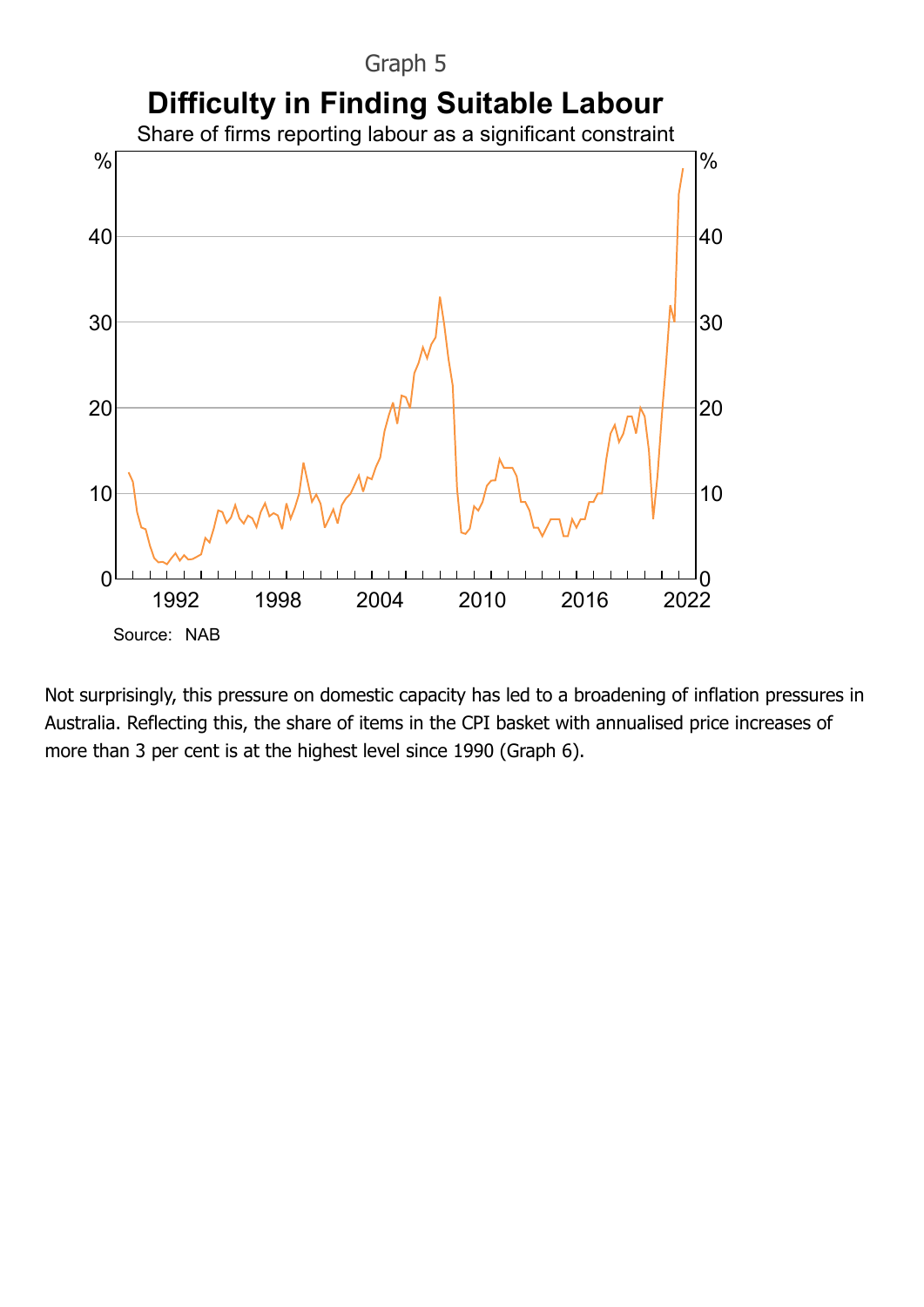Graph 5

**Difficulty in Finding Suitable Labour**

Share of firms reporting labour as a significant constraint

%

40

30

20

10

0

1992

1998

2004

2010

2016

2022

Source: NAB

Not surprisingly, this pressure on domestic capacity has led to a broadening of inflation pressures in Australia. Reflecting this, the share of items in the CPI basket with annualised price increases of more than 3 per cent is at the highest level since 1990 (Graph 6).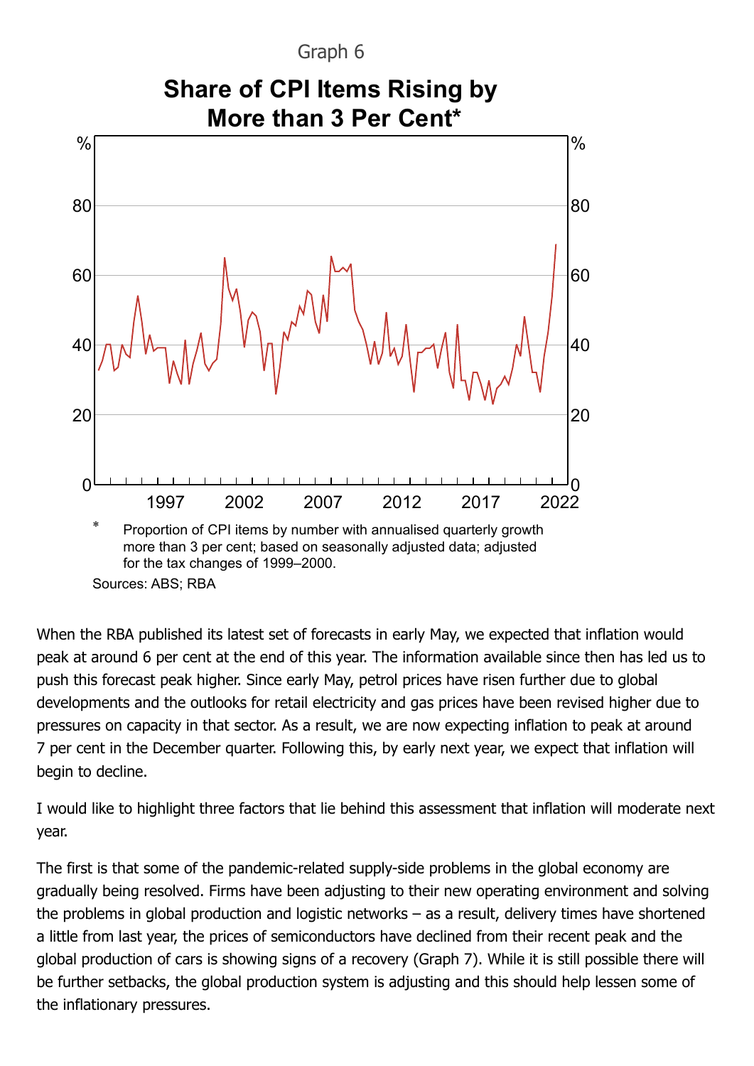Graph 6

**Share of CPI Items Rising by More than 3 Per Cent***

%
80
60
40
20
0
1997
2002
2007
2012
2017
2022

\* Proportion of CPI items by number with annualised quarterly growth more than 3 per cent; based on seasonally adjusted data; adjusted for the tax changes of 1999–2000.

Sources: ABS; RBA

When the RBA published its latest set of forecasts in early May, we expected that inflation would peak at around 6 per cent at the end of this year. The information available since then has led us to push this forecast peak higher. Since early May, petrol prices have risen further due to global developments and the outlooks for retail electricity and gas prices have been revised higher due to pressures on capacity in that sector. As a result, we are now expecting inflation to peak at around 7 per cent in the December quarter. Following this, by early next year, we expect that inflation will begin to decline.

I would like to highlight three factors that lie behind this assessment that inflation will moderate next year.

The first is that some of the pandemic-related supply-side problems in the global economy are gradually being resolved. Firms have been adjusting to their new operating environment and solving the problems in global production and logistic networks – as a result, delivery times have shortened a little from last year, the prices of semiconductors have declined from their recent peak and the global production of cars is showing signs of a recovery (Graph 7). While it is still possible there will be further setbacks, the global production system is adjusting and this should help lessen some of the inflationary pressures.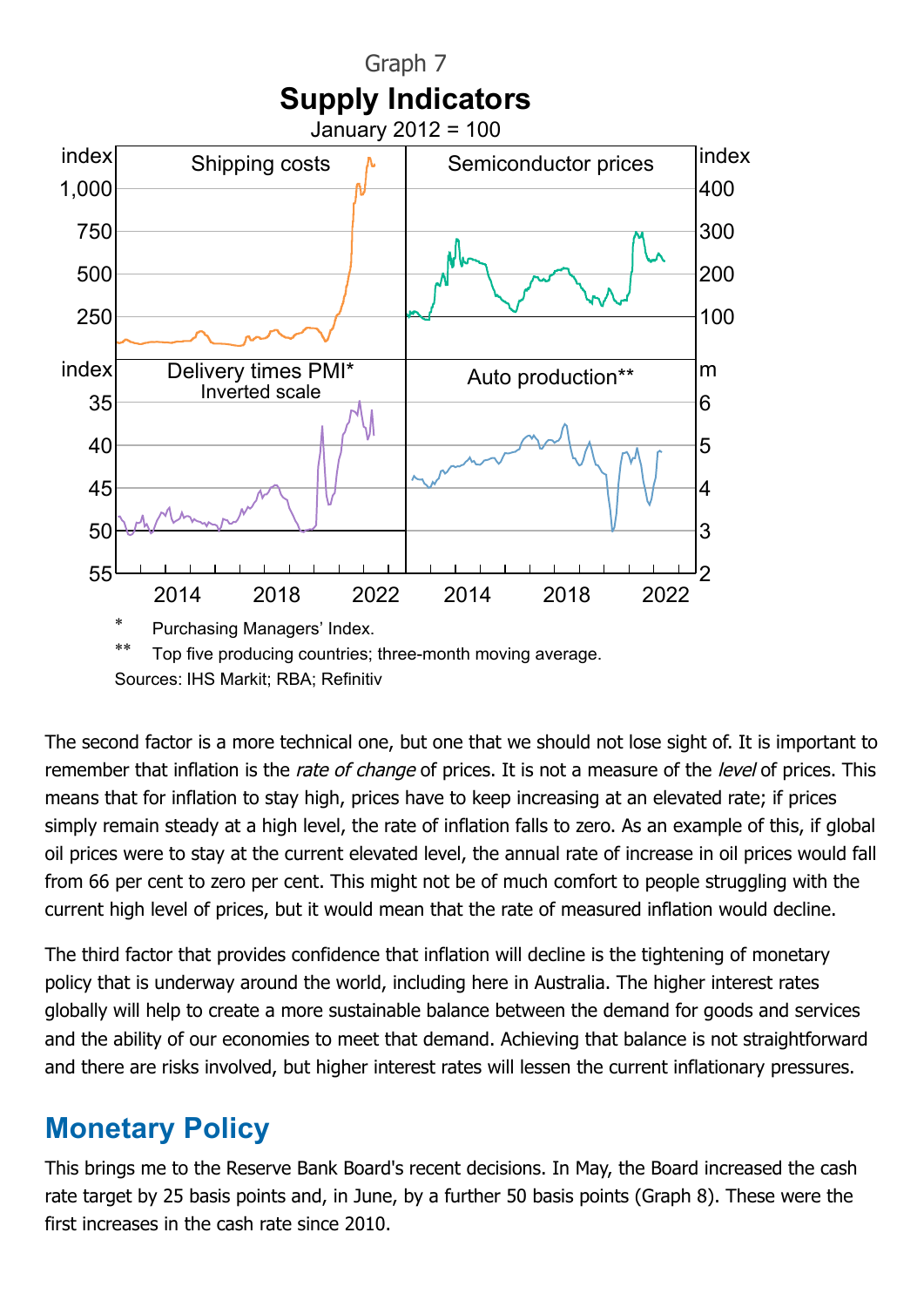Graph 7

**Supply Indicators**

January 2012 = 100

index

Shipping costs

1,000

750

500

250

Semiconductor prices

index

400

300

200

100

index

Delivery times PMI*

Inverted scale

35

40

45

50

55

Auto production**

m

6

5

4

3

2

2014

2018

2022

2014

2018

2022

\* Purchasing Managers' Index.

\*\* Top five producing countries; three-month moving average.

Sources: IHS Markit; RBA; Refinitiv

The second factor is a more technical one, but one that we should not lose sight of. It is important to remember that inflation is the *rate of change* of prices. It is not a measure of the *level* of prices. This means that for inflation to stay high, prices have to keep increasing at an elevated rate; if prices simply remain steady at a high level, the rate of inflation falls to zero. As an example of this, if global oil prices were to stay at the current elevated level, the annual rate of increase in oil prices would fall from 66 per cent to zero per cent. This might not be of much comfort to people struggling with the current high level of prices, but it would mean that the rate of measured inflation would decline.

The third factor that provides confidence that inflation will decline is the tightening of monetary policy that is underway around the world, including here in Australia. The higher interest rates globally will help to create a more sustainable balance between the demand for goods and services and the ability of our economies to meet that demand. Achieving that balance is not straightforward and there are risks involved, but higher interest rates will lessen the current inflationary pressures.

## Monetary Policy

This brings me to the Reserve Bank Board's recent decisions. In May, the Board increased the cash rate target by 25 basis points and, in June, by a further 50 basis points (Graph 8). These were the first increases in the cash rate since 2010.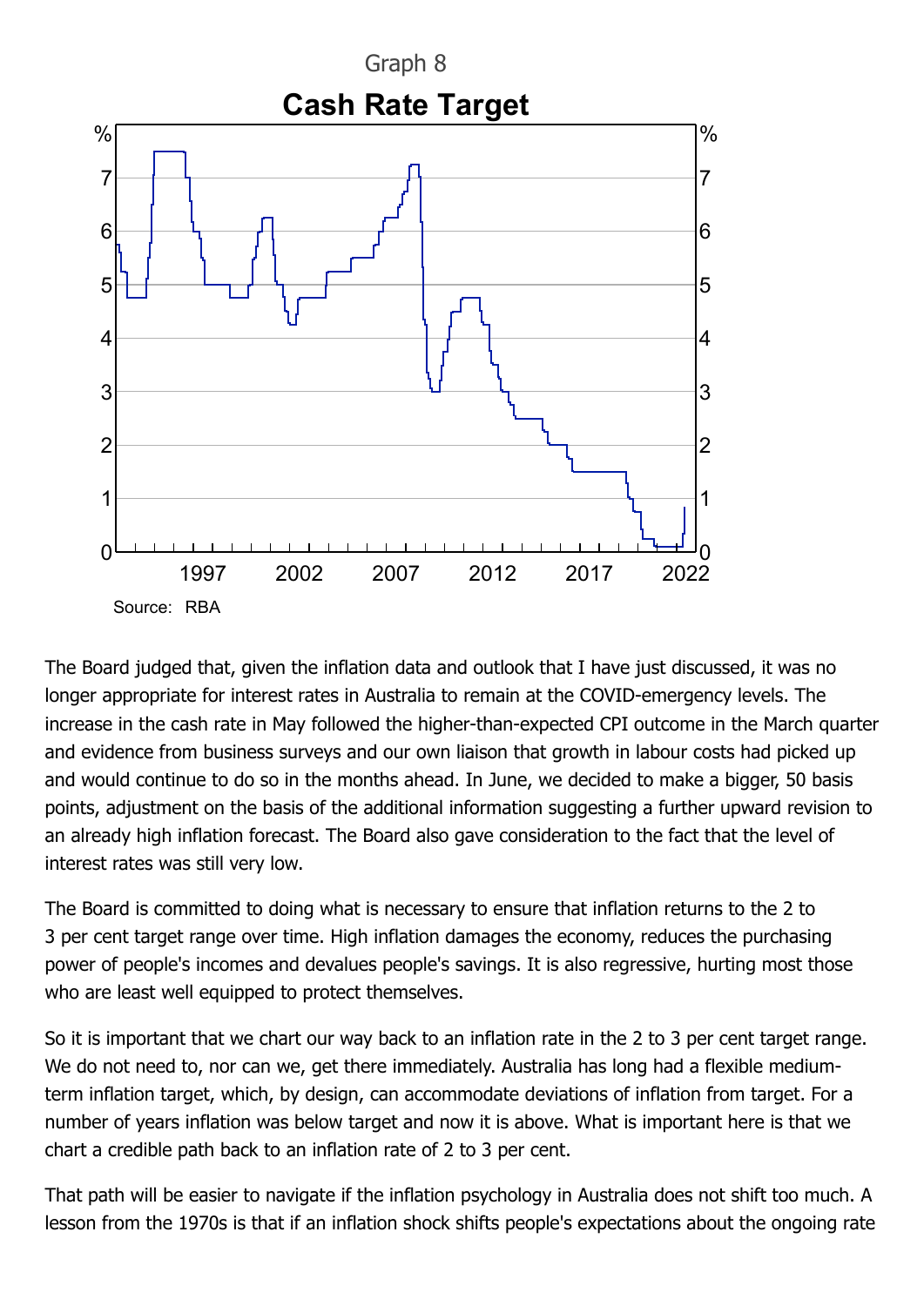Graph 8

**Cash Rate Target**

%

7

6

5

4

3

2

1

0

1997 2002 2007 2012 2017 2022

Source: RBA

The Board judged that, given the inflation data and outlook that I have just discussed, it was no longer appropriate for interest rates in Australia to remain at the COVID-emergency levels. The increase in the cash rate in May followed the higher-than-expected CPI outcome in the March quarter and evidence from business surveys and our own liaison that growth in labour costs had picked up and would continue to do so in the months ahead. In June, we decided to make a bigger, 50 basis points, adjustment on the basis of the additional information suggesting a further upward revision to an already high inflation forecast. The Board also gave consideration to the fact that the level of interest rates was still very low.

The Board is committed to doing what is necessary to ensure that inflation returns to the 2 to 3 per cent target range over time. High inflation damages the economy, reduces the purchasing power of people's incomes and devalues people's savings. It is also regressive, hurting most those who are least well equipped to protect themselves.

So it is important that we chart our way back to an inflation rate in the 2 to 3 per cent target range. We do not need to, nor can we, get there immediately. Australia has long had a flexible medium-term inflation target, which, by design, can accommodate deviations of inflation from target. For a number of years inflation was below target and now it is above. What is important here is that we chart a credible path back to an inflation rate of 2 to 3 per cent.

That path will be easier to navigate if the inflation psychology in Australia does not shift too much. A lesson from the 1970s is that if an inflation shock shifts people's expectations about the ongoing rate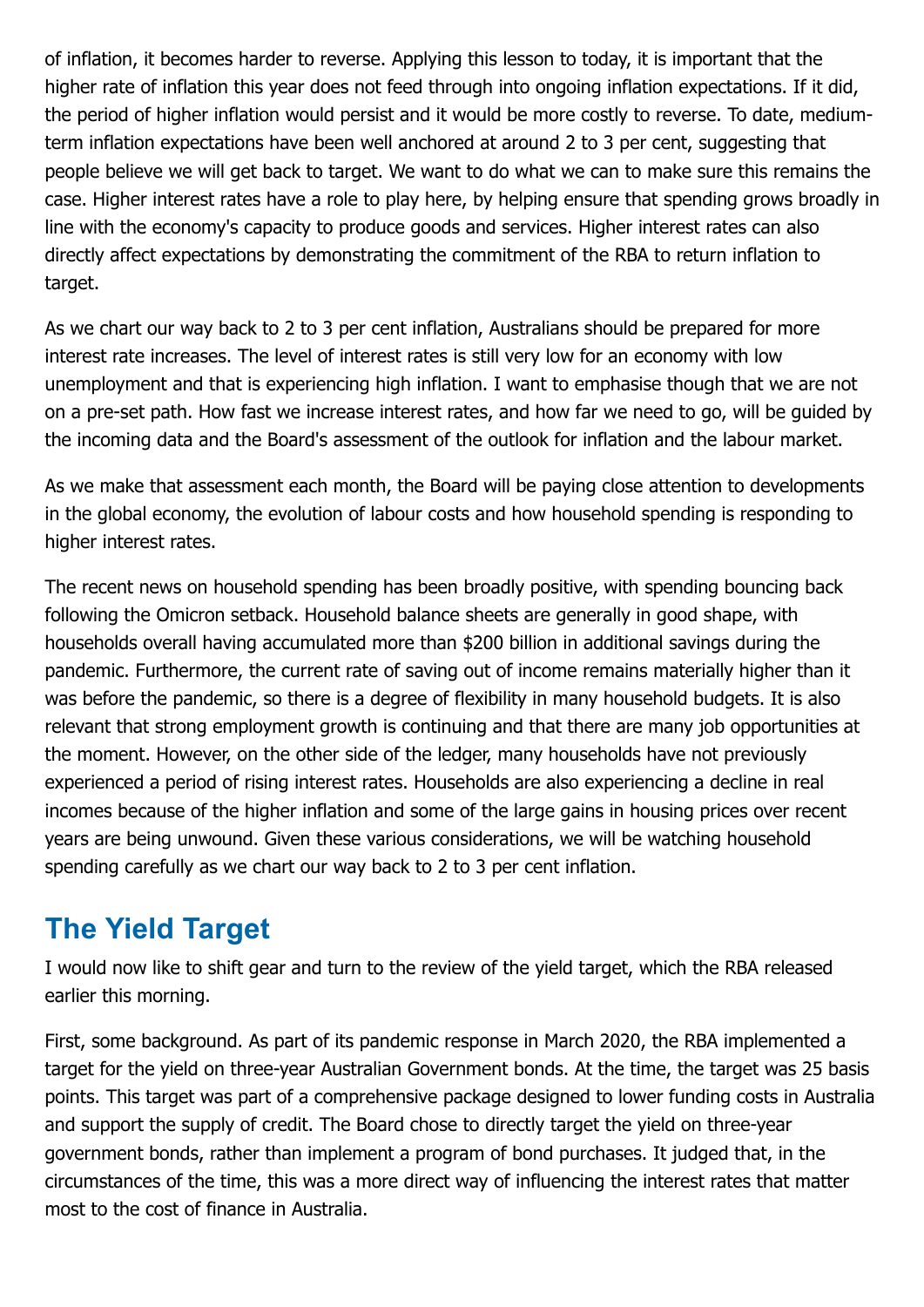of inflation, it becomes harder to reverse. Applying this lesson to today, it is important that the higher rate of inflation this year does not feed through into ongoing inflation expectations. If it did, the period of higher inflation would persist and it would be more costly to reverse. To date, medium-term inflation expectations have been well anchored at around 2 to 3 per cent, suggesting that people believe we will get back to target. We want to do what we can to make sure this remains the case. Higher interest rates have a role to play here, by helping ensure that spending grows broadly in line with the economy's capacity to produce goods and services. Higher interest rates can also directly affect expectations by demonstrating the commitment of the RBA to return inflation to target.

As we chart our way back to 2 to 3 per cent inflation, Australians should be prepared for more interest rate increases. The level of interest rates is still very low for an economy with low unemployment and that is experiencing high inflation. I want to emphasise though that we are not on a pre-set path. How fast we increase interest rates, and how far we need to go, will be guided by the incoming data and the Board's assessment of the outlook for inflation and the labour market.

As we make that assessment each month, the Board will be paying close attention to developments in the global economy, the evolution of labour costs and how household spending is responding to higher interest rates.

The recent news on household spending has been broadly positive, with spending bouncing back following the Omicron setback. Household balance sheets are generally in good shape, with households overall having accumulated more than $200 billion in additional savings during the pandemic. Furthermore, the current rate of saving out of income remains materially higher than it was before the pandemic, so there is a degree of flexibility in many household budgets. It is also relevant that strong employment growth is continuing and that there are many job opportunities at the moment. However, on the other side of the ledger, many households have not previously experienced a period of rising interest rates. Households are also experiencing a decline in real incomes because of the higher inflation and some of the large gains in housing prices over recent years are being unwound. Given these various considerations, we will be watching household spending carefully as we chart our way back to 2 to 3 per cent inflation.

## The Yield Target

I would now like to shift gear and turn to the review of the yield target, which the RBA released earlier this morning.

First, some background. As part of its pandemic response in March 2020, the RBA implemented a target for the yield on three-year Australian Government bonds. At the time, the target was 25 basis points. This target was part of a comprehensive package designed to lower funding costs in Australia and support the supply of credit. The Board chose to directly target the yield on three-year government bonds, rather than implement a program of bond purchases. It judged that, in the circumstances of the time, this was a more direct way of influencing the interest rates that matter most to the cost of finance in Australia.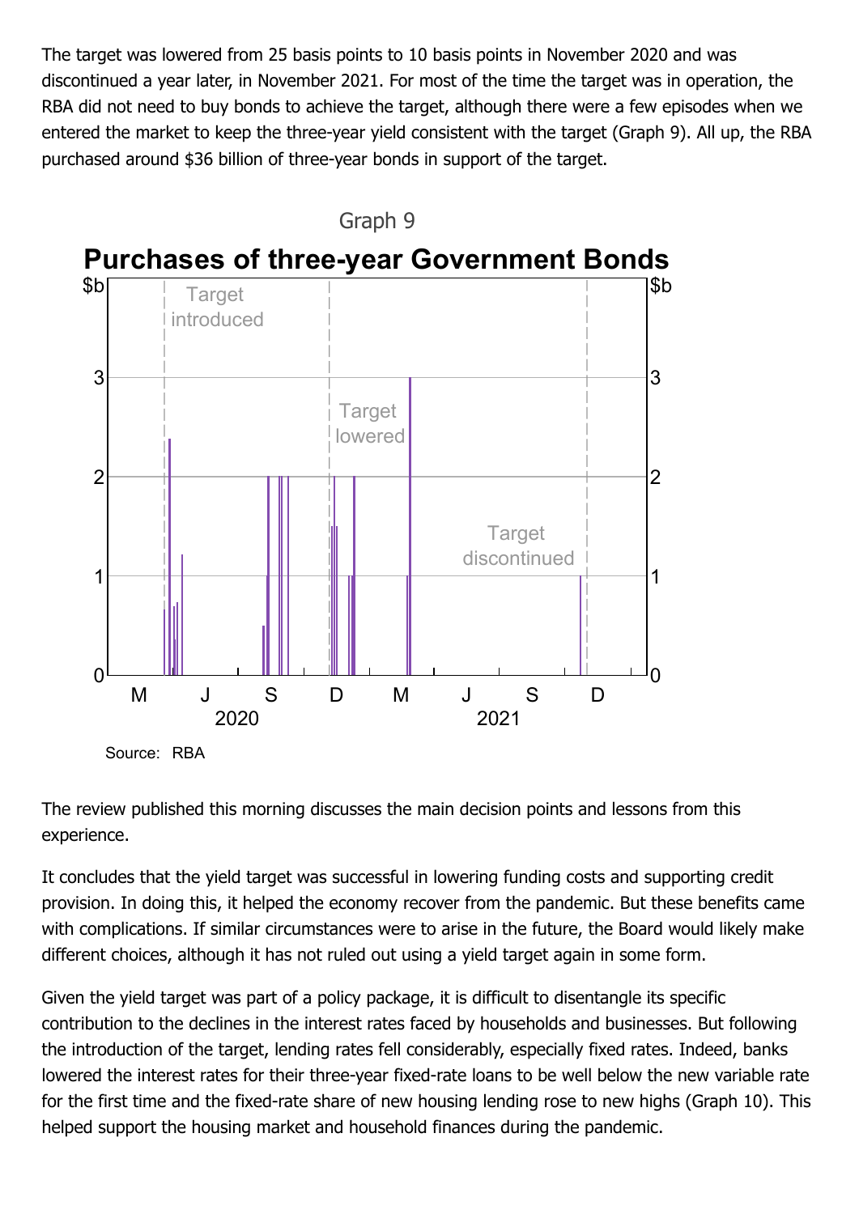The target was lowered from 25 basis points to 10 basis points in November 2020 and was discontinued a year later, in November 2021. For most of the time the target was in operation, the RBA did not need to buy bonds to achieve the target, although there were a few episodes when we entered the market to keep the three-year yield consistent with the target (Graph 9). All up, the RBA purchased around $36 billion of three-year bonds in support of the target.

Graph 9

**Purchases of three-year Government Bonds**

$b

$b

Target introduced

Target lowered

Target discontinued

3

2

1

0

M J S D M J S D

2020 2021

Source: RBA

The review published this morning discusses the main decision points and lessons from this experience.

It concludes that the yield target was successful in lowering funding costs and supporting credit provision. In doing this, it helped the economy recover from the pandemic. But these benefits came with complications. If similar circumstances were to arise in the future, the Board would likely make different choices, although it has not ruled out using a yield target again in some form.

Given the yield target was part of a policy package, it is difficult to disentangle its specific contribution to the declines in the interest rates faced by households and businesses. But following the introduction of the target, lending rates fell considerably, especially fixed rates. Indeed, banks lowered the interest rates for their three-year fixed-rate loans to be well below the new variable rate for the first time and the fixed-rate share of new housing lending rose to new highs (Graph 10). This helped support the housing market and household finances during the pandemic.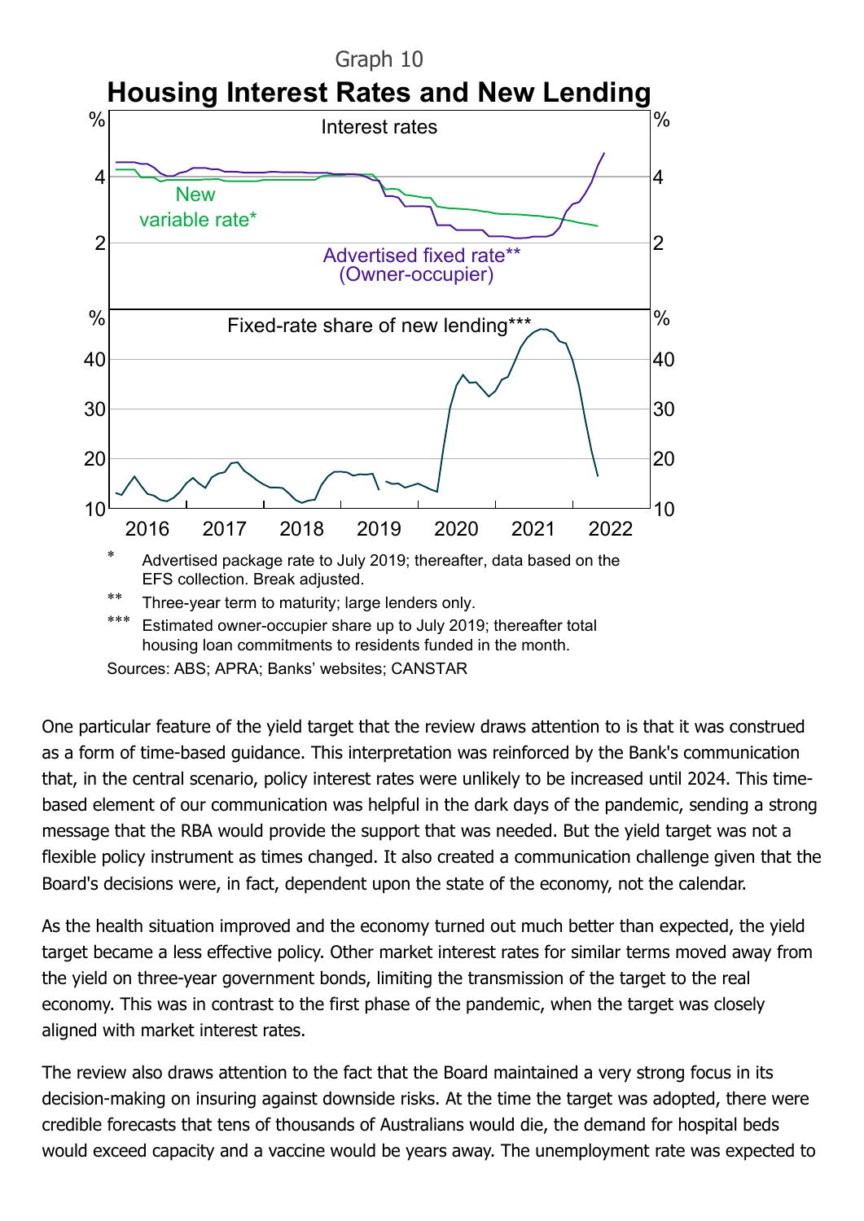Graph 10

# Housing Interest Rates and New Lending

%
Interest rates
%

4
2

New
variable rate*

Advertised fixed rate**
(Owner-occupier)

%
Fixed-rate share of new lending***
%

40
30
20
10

2016 2017 2018 2019 2020 2021 2022

\* Advertised package rate to July 2019; thereafter, data based on the EFS collection. Break adjusted.

\*\* Three-year term to maturity; large lenders only.

\*\*\* Estimated owner-occupier share up to July 2019; thereafter total housing loan commitments to residents funded in the month.

Sources: ABS; APRA; Banks' websites; CANSTAR

One particular feature of the yield target that the review draws attention to is that it was construed as a form of time-based guidance. This interpretation was reinforced by the Bank's communication that, in the central scenario, policy interest rates were unlikely to be increased until 2024. This time-based element of our communication was helpful in the dark days of the pandemic, sending a strong message that the RBA would provide the support that was needed. But the yield target was not a flexible policy instrument as times changed. It also created a communication challenge given that the Board's decisions were, in fact, dependent upon the state of the economy, not the calendar.

As the health situation improved and the economy turned out much better than expected, the yield target became a less effective policy. Other market interest rates for similar terms moved away from the yield on three-year government bonds, limiting the transmission of the target to the real economy. This was in contrast to the first phase of the pandemic, when the target was closely aligned with market interest rates.

The review also draws attention to the fact that the Board maintained a very strong focus in its decision-making on insuring against downside risks. At the time the target was adopted, there were credible forecasts that tens of thousands of Australians would die, the demand for hospital beds would exceed capacity and a vaccine would be years away. The unemployment rate was expected to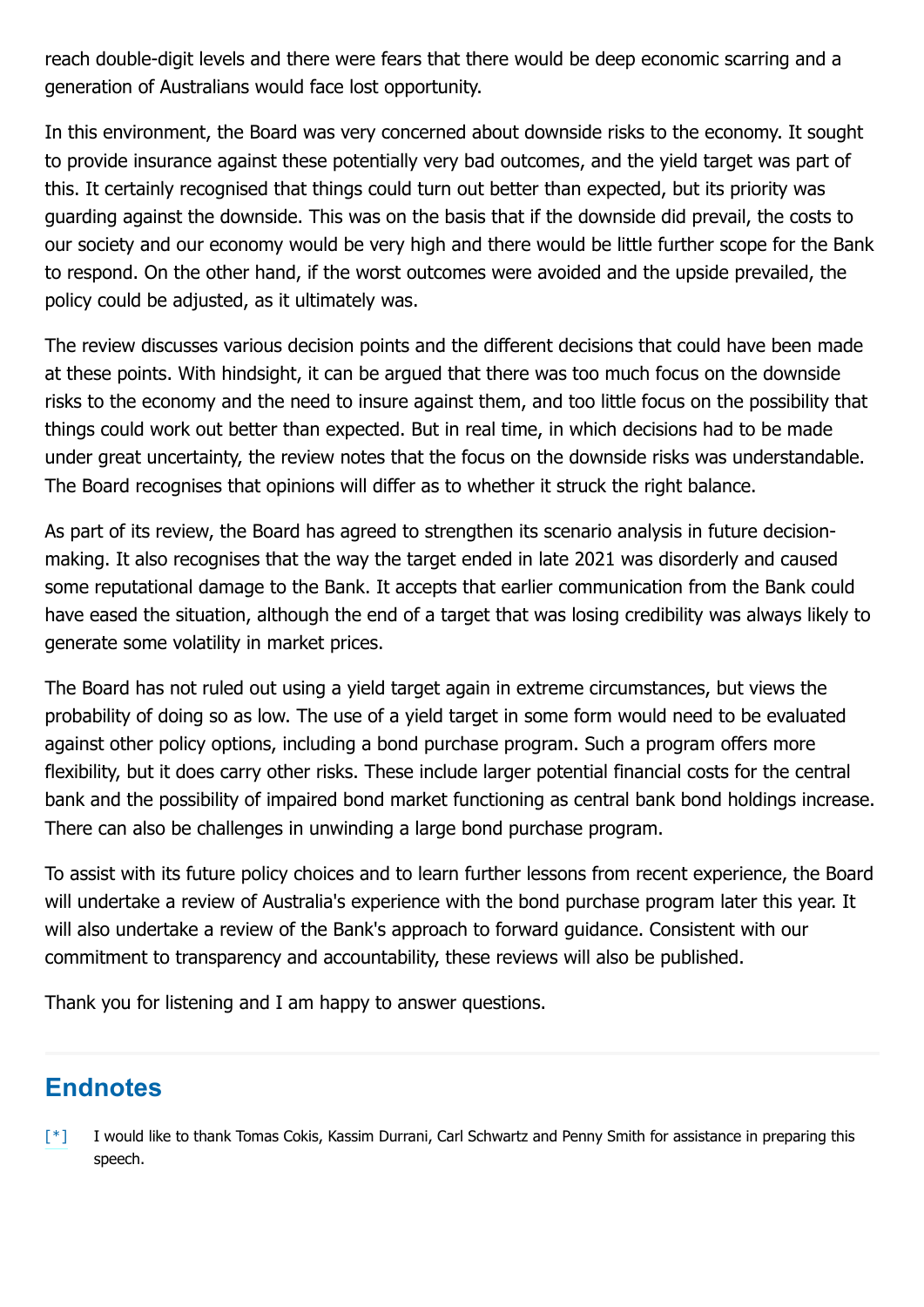reach double-digit levels and there were fears that there would be deep economic scarring and a generation of Australians would face lost opportunity.

In this environment, the Board was very concerned about downside risks to the economy. It sought to provide insurance against these potentially very bad outcomes, and the yield target was part of this. It certainly recognised that things could turn out better than expected, but its priority was guarding against the downside. This was on the basis that if the downside did prevail, the costs to our society and our economy would be very high and there would be little further scope for the Bank to respond. On the other hand, if the worst outcomes were avoided and the upside prevailed, the policy could be adjusted, as it ultimately was.

The review discusses various decision points and the different decisions that could have been made at these points. With hindsight, it can be argued that there was too much focus on the downside risks to the economy and the need to insure against them, and too little focus on the possibility that things could work out better than expected. But in real time, in which decisions had to be made under great uncertainty, the review notes that the focus on the downside risks was understandable. The Board recognises that opinions will differ as to whether it struck the right balance.

As part of its review, the Board has agreed to strengthen its scenario analysis in future decision-making. It also recognises that the way the target ended in late 2021 was disorderly and caused some reputational damage to the Bank. It accepts that earlier communication from the Bank could have eased the situation, although the end of a target that was losing credibility was always likely to generate some volatility in market prices.

The Board has not ruled out using a yield target again in extreme circumstances, but views the probability of doing so as low. The use of a yield target in some form would need to be evaluated against other policy options, including a bond purchase program. Such a program offers more flexibility, but it does carry other risks. These include larger potential financial costs for the central bank and the possibility of impaired bond market functioning as central bank bond holdings increase. There can also be challenges in unwinding a large bond purchase program.

To assist with its future policy choices and to learn further lessons from recent experience, the Board will undertake a review of Australia's experience with the bond purchase program later this year. It will also undertake a review of the Bank's approach to forward guidance. Consistent with our commitment to transparency and accountability, these reviews will also be published.

Thank you for listening and I am happy to answer questions.

## Endnotes

[*] I would like to thank Tomas Cokis, Kassim Durrani, Carl Schwartz and Penny Smith for assistance in preparing this speech.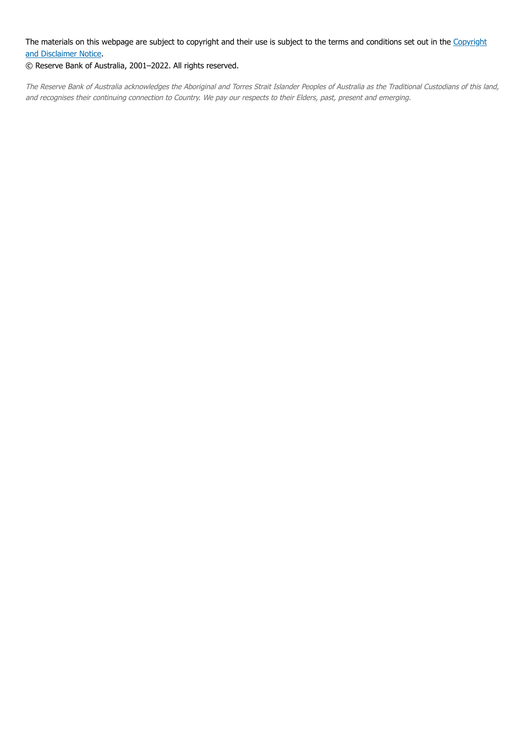The materials on this webpage are subject to copyright and their use is subject to the terms and conditions set out in the Copyright and Disclaimer Notice.

© Reserve Bank of Australia, 2001–2022. All rights reserved.

*The Reserve Bank of Australia acknowledges the Aboriginal and Torres Strait Islander Peoples of Australia as the Traditional Custodians of this land, and recognises their continuing connection to Country. We pay our respects to their Elders, past, present and emerging.*